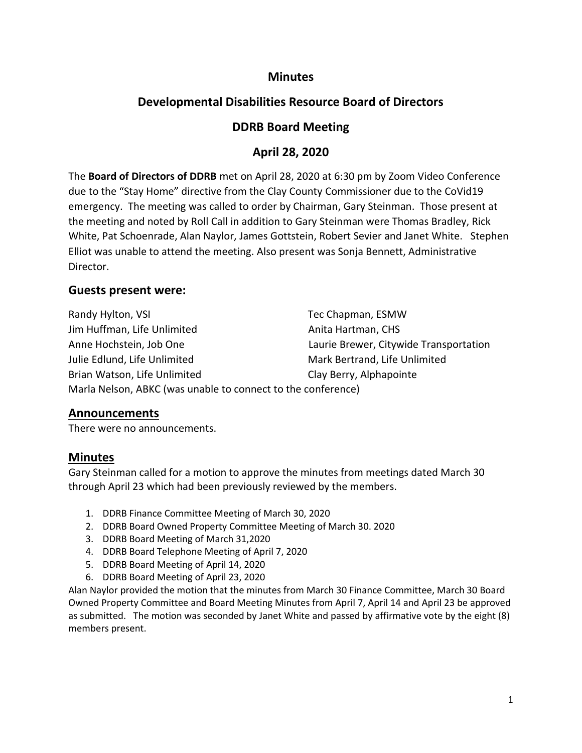# Minutes

## Developmental Disabilities Resource Board of Directors

## DDRB Board Meeting

## April 28, 2020

The **Board of Directors of DDRB** met on April 28, 2020 at 6:30 pm by Zoom Video Conference due to the "Stay Home" directive from the Clay County Commissioner due to the CoVid19 emergency. The meeting was called to order by Chairman, Gary Steinman. Those present at the meeting and noted by Roll Call in addition to Gary Steinman were Thomas Bradley, Rick White, Pat Schoenrade, Alan Naylor, James Gottstein, Robert Sevier and Janet White. Stephen Elliot was unable to attend the meeting. Also present was Sonja Bennett, Administrative Director.

### Guests present were:

Randy Hylton, VSI
Jim Huffman, Life Unlimited
Anne Hochstein, Job One
Julie Edlund, Life Unlimited
Brian Watson, Life Unlimited
Tec Chapman, ESMW
Anita Hartman, CHS
Laurie Brewer, Citywide Transportation
Mark Bertrand, Life Unlimited
Clay Berry, Alphapointe
Marla Nelson, ABKC (was unable to connect to the conference)

### Announcements

There were no announcements.

### Minutes

Gary Steinman called for a motion to approve the minutes from meetings dated March 30 through April 23 which had been previously reviewed by the members.

1. DDRB Finance Committee Meeting of March 30, 2020
2. DDRB Board Owned Property Committee Meeting of March 30. 2020
3. DDRB Board Meeting of March 31,2020
4. DDRB Board Telephone Meeting of April 7, 2020
5. DDRB Board Meeting of April 14, 2020
6. DDRB Board Meeting of April 23, 2020

Alan Naylor provided the motion that the minutes from March 30 Finance Committee, March 30 Board Owned Property Committee and Board Meeting Minutes from April 7, April 14 and April 23 be approved as submitted. The motion was seconded by Janet White and passed by affirmative vote by the eight (8) members present.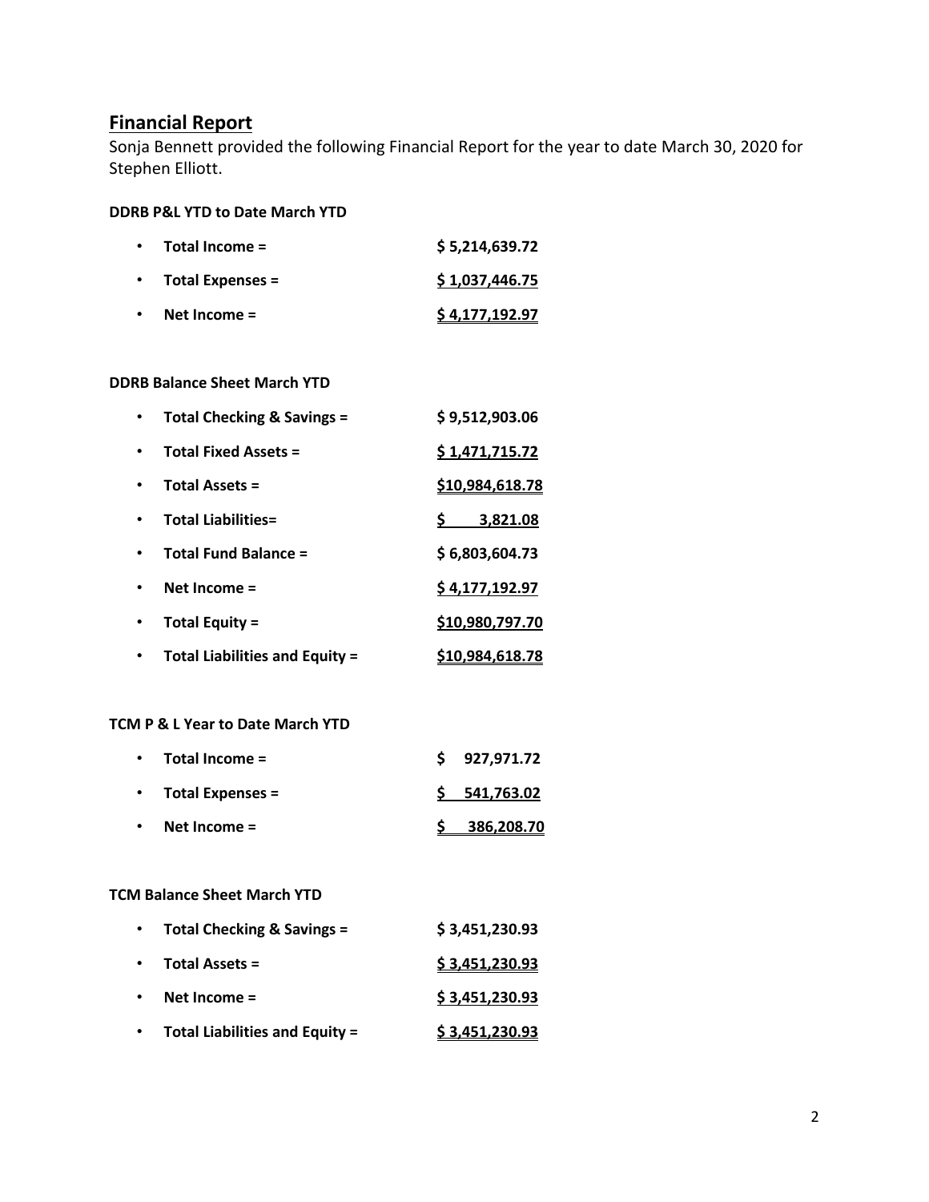## Financial Report

Sonja Bennett provided the following Financial Report for the year to date March 30, 2020 for Stephen Elliott.

**DDRB P&L YTD to Date March YTD**

- **Total Income =** **$ 5,214,639.72**
- **Total Expenses =** **$ 1,037,446.75**
- **Net Income =** **$ 4,177,192.97**

**DDRB Balance Sheet March YTD**

- **Total Checking & Savings =** **$ 9,512,903.06**
- **Total Fixed Assets =** **$ 1,471,715.72**
- **Total Assets =** **$10,984,618.78**
- **Total Liabilities=** **$ 3,821.08**
- **Total Fund Balance =** **$ 6,803,604.73**
- **Net Income =** **$ 4,177,192.97**
- **Total Equity =** **$10,980,797.70**
- **Total Liabilities and Equity =** **$10,984,618.78**

**TCM P & L Year to Date March YTD**

- **Total Income =** **$ 927,971.72**
- **Total Expenses =** **$ 541,763.02**
- **Net Income =** **$ 386,208.70**

**TCM Balance Sheet March YTD**

- **Total Checking & Savings =** **$ 3,451,230.93**
- **Total Assets =** **$ 3,451,230.93**
- **Net Income =** **$ 3,451,230.93**
- **Total Liabilities and Equity =** **$ 3,451,230.93**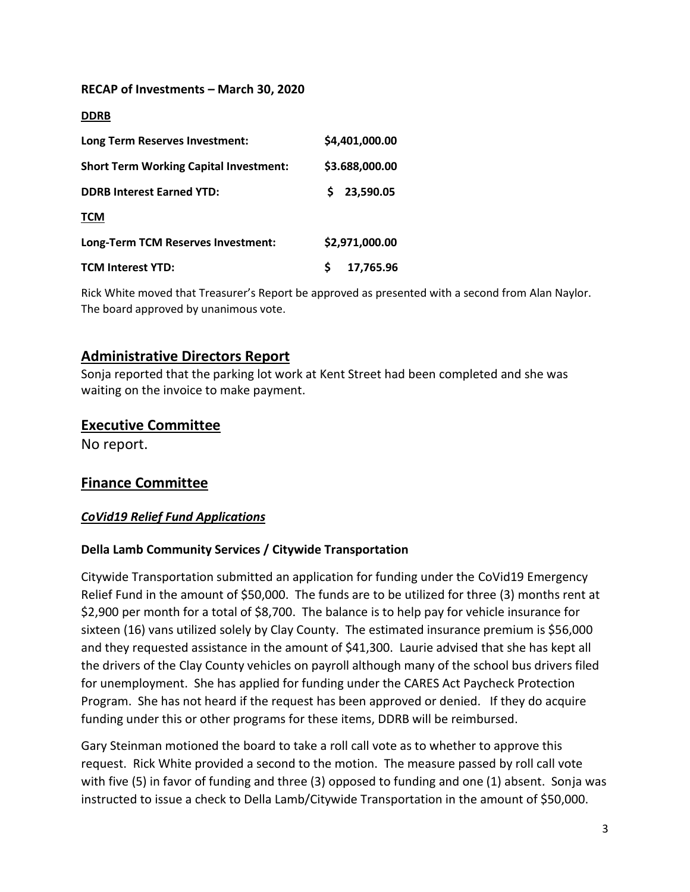**RECAP of Investments – March 30, 2020**

**DDRB**

| | |
|---|---|
| **Long Term Reserves Investment:** | **$4,401,000.00** |
| **Short Term Working Capital Investment:** | **$3.688,000.00** |
| **DDRB Interest Earned YTD:** | **$ 23,590.05** |
| **TCM** | |
| **Long-Term TCM Reserves Investment:** | **$2,971,000.00** |
| **TCM Interest YTD:** | **$ 17,765.96** |

Rick White moved that Treasurer's Report be approved as presented with a second from Alan Naylor. The board approved by unanimous vote.

## Administrative Directors Report

Sonja reported that the parking lot work at Kent Street had been completed and she was waiting on the invoice to make payment.

## Executive Committee

No report.

## Finance Committee

### *CoVid19 Relief Fund Applications*

#### Della Lamb Community Services / Citywide Transportation

Citywide Transportation submitted an application for funding under the CoVid19 Emergency Relief Fund in the amount of $50,000. The funds are to be utilized for three (3) months rent at $2,900 per month for a total of $8,700. The balance is to help pay for vehicle insurance for sixteen (16) vans utilized solely by Clay County. The estimated insurance premium is $56,000 and they requested assistance in the amount of $41,300. Laurie advised that she has kept all the drivers of the Clay County vehicles on payroll although many of the school bus drivers filed for unemployment. She has applied for funding under the CARES Act Paycheck Protection Program. She has not heard if the request has been approved or denied. If they do acquire funding under this or other programs for these items, DDRB will be reimbursed.

Gary Steinman motioned the board to take a roll call vote as to whether to approve this request. Rick White provided a second to the motion. The measure passed by roll call vote with five (5) in favor of funding and three (3) opposed to funding and one (1) absent. Sonja was instructed to issue a check to Della Lamb/Citywide Transportation in the amount of $50,000.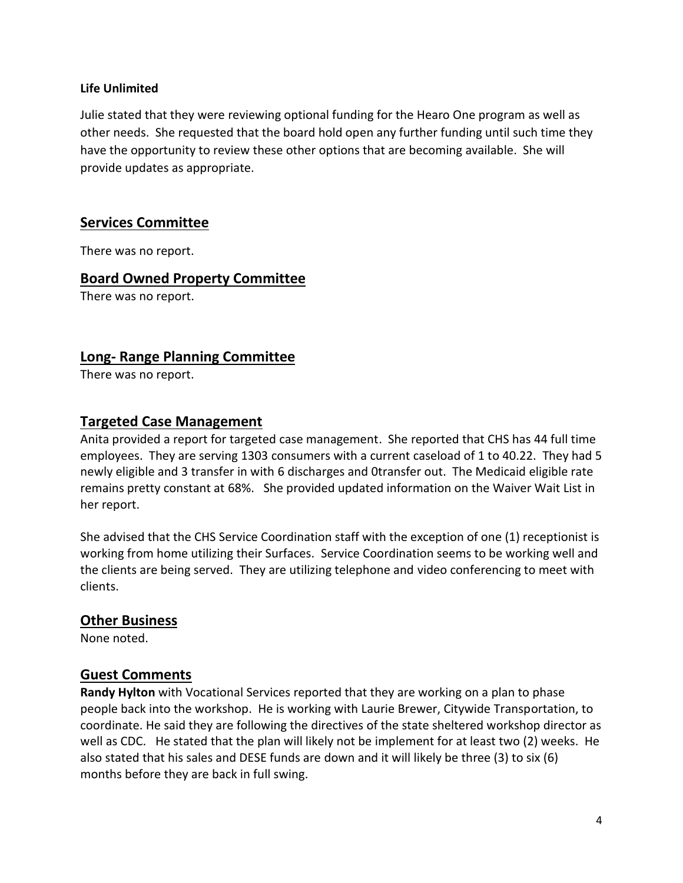**Life Unlimited**

Julie stated that they were reviewing optional funding for the Hearo One program as well as other needs. She requested that the board hold open any further funding until such time they have the opportunity to review these other options that are becoming available. She will provide updates as appropriate.

## Services Committee

There was no report.

## Board Owned Property Committee

There was no report.

## Long- Range Planning Committee

There was no report.

## Targeted Case Management

Anita provided a report for targeted case management. She reported that CHS has 44 full time employees. They are serving 1303 consumers with a current caseload of 1 to 40.22. They had 5 newly eligible and 3 transfer in with 6 discharges and 0transfer out. The Medicaid eligible rate remains pretty constant at 68%. She provided updated information on the Waiver Wait List in her report.

She advised that the CHS Service Coordination staff with the exception of one (1) receptionist is working from home utilizing their Surfaces. Service Coordination seems to be working well and the clients are being served. They are utilizing telephone and video conferencing to meet with clients.

## Other Business

None noted.

## Guest Comments

**Randy Hylton** with Vocational Services reported that they are working on a plan to phase people back into the workshop. He is working with Laurie Brewer, Citywide Transportation, to coordinate. He said they are following the directives of the state sheltered workshop director as well as CDC. He stated that the plan will likely not be implement for at least two (2) weeks. He also stated that his sales and DESE funds are down and it will likely be three (3) to six (6) months before they are back in full swing.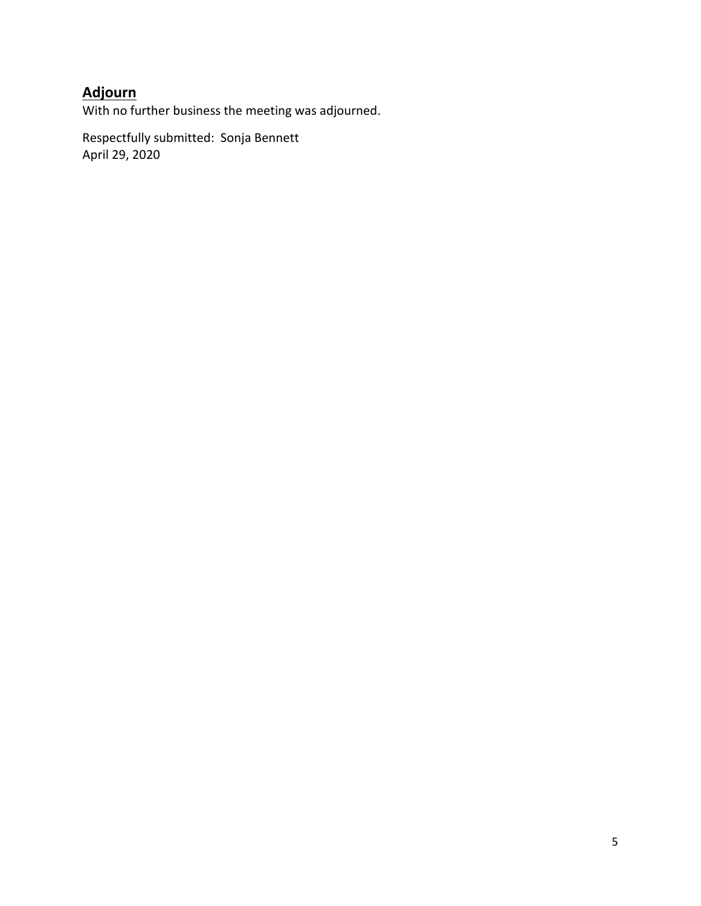## **Adjourn**

With no further business the meeting was adjourned.

Respectfully submitted: Sonja Bennett
April 29, 2020